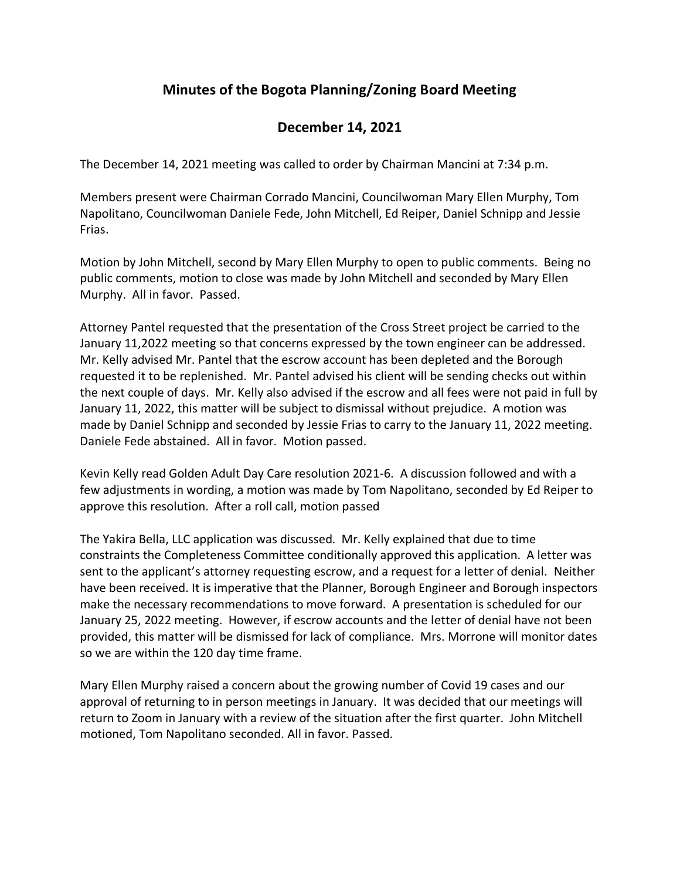# Minutes of the Bogota Planning/Zoning Board Meeting

## December 14, 2021

The December 14, 2021 meeting was called to order by Chairman Mancini at 7:34 p.m.

Members present were Chairman Corrado Mancini, Councilwoman Mary Ellen Murphy, Tom Napolitano, Councilwoman Daniele Fede, John Mitchell, Ed Reiper, Daniel Schnipp and Jessie Frias.

Motion by John Mitchell, second by Mary Ellen Murphy to open to public comments. Being no public comments, motion to close was made by John Mitchell and seconded by Mary Ellen Murphy. All in favor. Passed.

Attorney Pantel requested that the presentation of the Cross Street project be carried to the January 11,2022 meeting so that concerns expressed by the town engineer can be addressed. Mr. Kelly advised Mr. Pantel that the escrow account has been depleted and the Borough requested it to be replenished. Mr. Pantel advised his client will be sending checks out within the next couple of days. Mr. Kelly also advised if the escrow and all fees were not paid in full by January 11, 2022, this matter will be subject to dismissal without prejudice. A motion was made by Daniel Schnipp and seconded by Jessie Frias to carry to the January 11, 2022 meeting. Daniele Fede abstained. All in favor. Motion passed.

Kevin Kelly read Golden Adult Day Care resolution 2021-6. A discussion followed and with a few adjustments in wording, a motion was made by Tom Napolitano, seconded by Ed Reiper to approve this resolution. After a roll call, motion passed

The Yakira Bella, LLC application was discussed. Mr. Kelly explained that due to time constraints the Completeness Committee conditionally approved this application. A letter was sent to the applicant's attorney requesting escrow, and a request for a letter of denial. Neither have been received. It is imperative that the Planner, Borough Engineer and Borough inspectors make the necessary recommendations to move forward. A presentation is scheduled for our January 25, 2022 meeting. However, if escrow accounts and the letter of denial have not been provided, this matter will be dismissed for lack of compliance. Mrs. Morrone will monitor dates so we are within the 120 day time frame.

Mary Ellen Murphy raised a concern about the growing number of Covid 19 cases and our approval of returning to in person meetings in January. It was decided that our meetings will return to Zoom in January with a review of the situation after the first quarter. John Mitchell motioned, Tom Napolitano seconded. All in favor. Passed.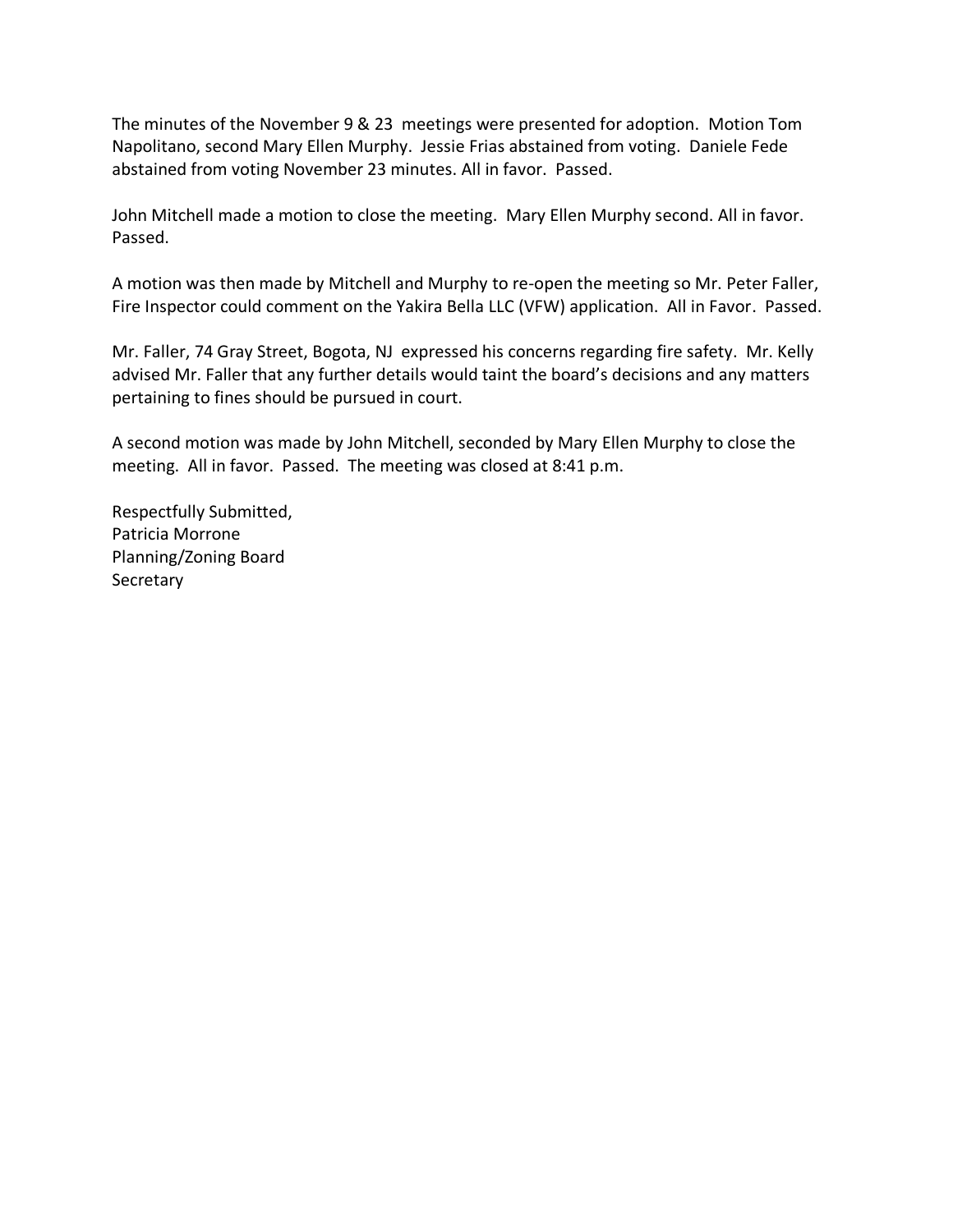The minutes of the November 9 & 23 meetings were presented for adoption. Motion Tom Napolitano, second Mary Ellen Murphy. Jessie Frias abstained from voting. Daniele Fede abstained from voting November 23 minutes. All in favor. Passed.

John Mitchell made a motion to close the meeting. Mary Ellen Murphy second. All in favor. Passed.

A motion was then made by Mitchell and Murphy to re-open the meeting so Mr. Peter Faller, Fire Inspector could comment on the Yakira Bella LLC (VFW) application. All in Favor. Passed.

Mr. Faller, 74 Gray Street, Bogota, NJ expressed his concerns regarding fire safety. Mr. Kelly advised Mr. Faller that any further details would taint the board's decisions and any matters pertaining to fines should be pursued in court.

A second motion was made by John Mitchell, seconded by Mary Ellen Murphy to close the meeting. All in favor. Passed. The meeting was closed at 8:41 p.m.

Respectfully Submitted,
Patricia Morrone
Planning/Zoning Board
Secretary